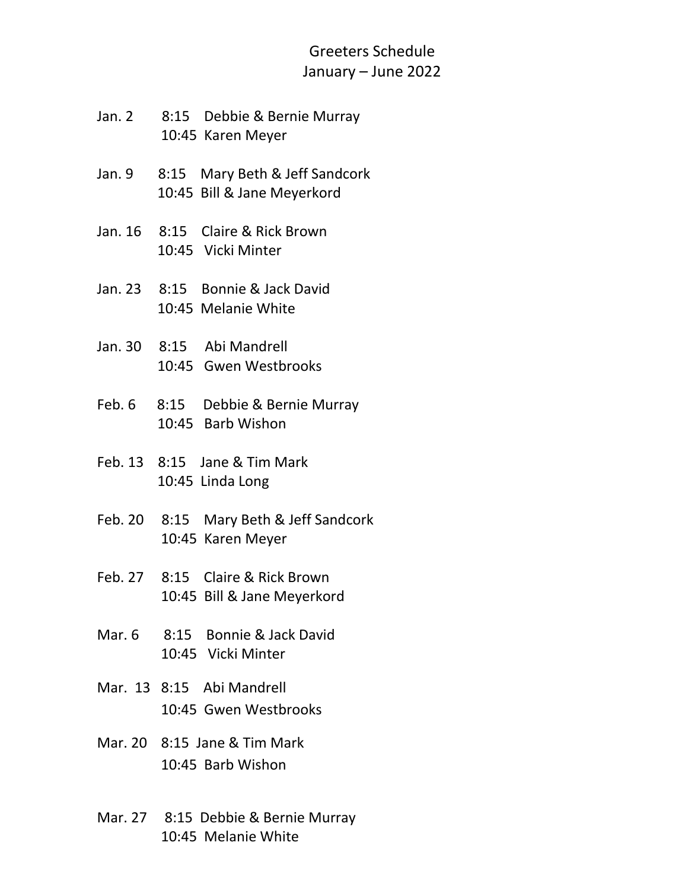# Greeters Schedule
## January – June 2022

Jan. 2 8:15 Debbie & Bernie Murray
10:45 Karen Meyer

Jan. 9 8:15 Mary Beth & Jeff Sandcork
10:45 Bill & Jane Meyerkord

Jan. 16 8:15 Claire & Rick Brown
10:45 Vicki Minter

Jan. 23 8:15 Bonnie & Jack David
10:45 Melanie White

Jan. 30 8:15 Abi Mandrell
10:45 Gwen Westbrooks

Feb. 6 8:15 Debbie & Bernie Murray
10:45 Barb Wishon

Feb. 13 8:15 Jane & Tim Mark
10:45 Linda Long

Feb. 20 8:15 Mary Beth & Jeff Sandcork
10:45 Karen Meyer

Feb. 27 8:15 Claire & Rick Brown
10:45 Bill & Jane Meyerkord

Mar. 6 8:15 Bonnie & Jack David
10:45 Vicki Minter

Mar. 13 8:15 Abi Mandrell
10:45 Gwen Westbrooks

Mar. 20 8:15 Jane & Tim Mark
10:45 Barb Wishon

Mar. 27 8:15 Debbie & Bernie Murray
10:45 Melanie White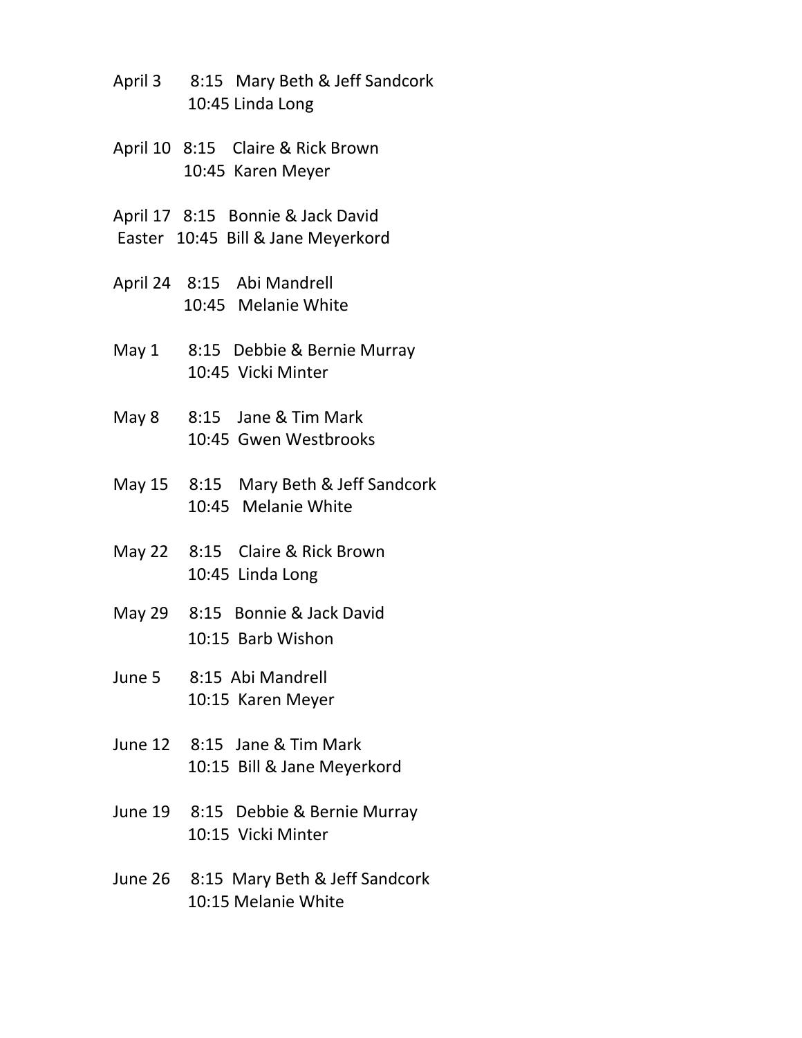April 3 8:15 Mary Beth & Jeff Sandcork
10:45 Linda Long

April 10 8:15 Claire & Rick Brown
10:45 Karen Meyer

April 17 8:15 Bonnie & Jack David
Easter 10:45 Bill & Jane Meyerkord

April 24 8:15 Abi Mandrell
10:45 Melanie White

May 1 8:15 Debbie & Bernie Murray
10:45 Vicki Minter

May 8 8:15 Jane & Tim Mark
10:45 Gwen Westbrooks

May 15 8:15 Mary Beth & Jeff Sandcork
10:45 Melanie White

May 22 8:15 Claire & Rick Brown
10:45 Linda Long

May 29 8:15 Bonnie & Jack David
10:15 Barb Wishon

June 5 8:15 Abi Mandrell
10:15 Karen Meyer

June 12 8:15 Jane & Tim Mark
10:15 Bill & Jane Meyerkord

June 19 8:15 Debbie & Bernie Murray
10:15 Vicki Minter

June 26 8:15 Mary Beth & Jeff Sandcork
10:15 Melanie White